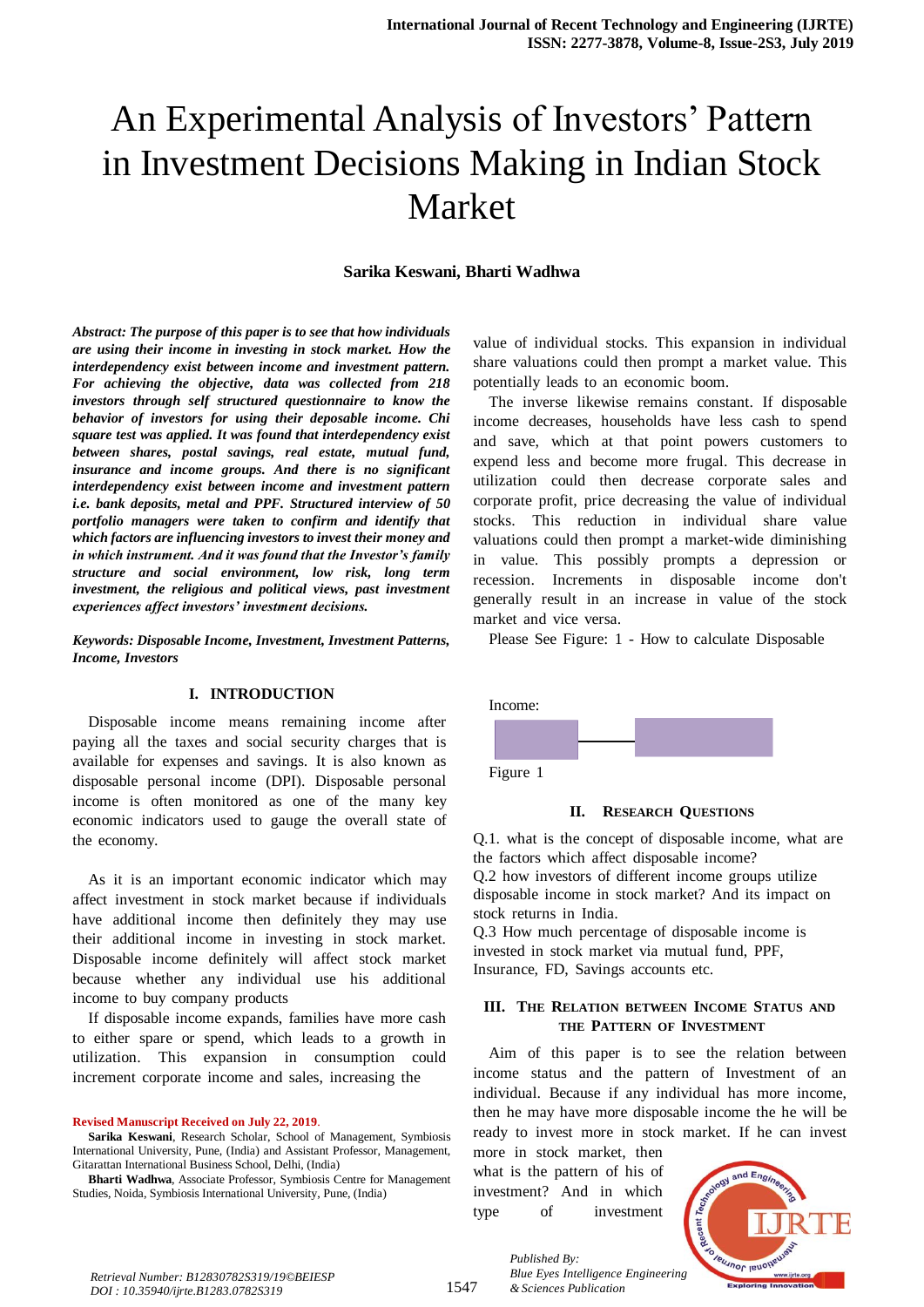# An Experimental Analysis of Investors' Pattern in Investment Decisions Making in Indian Stock Market

**Sarika Keswani, Bharti Wadhwa**

***Abstract: The purpose of this paper is to see that how individuals are using their income in investing in stock market. How the interdependency exist between income and investment pattern. For achieving the objective, data was collected from 218 investors through self structured questionnaire to know the behavior of investors for using their deposable income. Chi square test was applied. It was found that interdependency exist between shares, postal savings, real estate, mutual fund, insurance and income groups. And there is no significant interdependency exist between income and investment pattern i.e. bank deposits, metal and PPF. Structured interview of 50 portfolio managers were taken to confirm and identify that which factors are influencing investors to invest their money and in which instrument. And it was found that the Investor's family structure and social environment, low risk, long term investment, the religious and political views, past investment experiences affect investors' investment decisions.***

***Keywords: Disposable Income, Investment, Investment Patterns, Income, Investors***

## I. INTRODUCTION

Disposable income means remaining income after paying all the taxes and social security charges that is available for expenses and savings. It is also known as disposable personal income (DPI). Disposable personal income is often monitored as one of the many key economic indicators used to gauge the overall state of the economy.

As it is an important economic indicator which may affect investment in stock market because if individuals have additional income then definitely they may use their additional income in investing in stock market. Disposable income definitely will affect stock market because whether any individual use his additional income to buy company products

If disposable income expands, families have more cash to either spare or spend, which leads to a growth in utilization. This expansion in consumption could increment corporate income and sales, increasing the value of individual stocks. This expansion in individual share valuations could then prompt a market value. This potentially leads to an economic boom.

The inverse likewise remains constant. If disposable income decreases, households have less cash to spend and save, which at that point powers customers to expend less and become more frugal. This decrease in utilization could then decrease corporate sales and corporate profit, price decreasing the value of individual stocks. This reduction in individual share value valuations could then prompt a market-wide diminishing in value. This possibly prompts a depression or recession. Increments in disposable income don't generally result in an increase in value of the stock market and vice versa.

Please See Figure: 1 - How to calculate Disposable Income:

Figure 1

## II. RESEARCH QUESTIONS

Q.1. what is the concept of disposable income, what are the factors which affect disposable income?

Q.2 how investors of different income groups utilize disposable income in stock market? And its impact on stock returns in India.

Q.3 How much percentage of disposable income is invested in stock market via mutual fund, PPF, Insurance, FD, Savings accounts etc.

## III. THE RELATION BETWEEN INCOME STATUS AND THE PATTERN OF INVESTMENT

Aim of this paper is to see the relation between income status and the pattern of Investment of an individual. Because if any individual has more income, then he may have more disposable income the he will be ready to invest more in stock market. If he can invest more in stock market, then what is the pattern of his of investment? And in which type of investment

---

**Revised Manuscript Received on July 22, 2019.**

**Sarika Keswani**, Research Scholar, School of Management, Symbiosis International University, Pune, (India) and Assistant Professor, Management, Gitarattan International Business School, Delhi, (India)

**Bharti Wadhwa**, Associate Professor, Symbiosis Centre for Management Studies, Noida, Symbiosis International University, Pune, (India)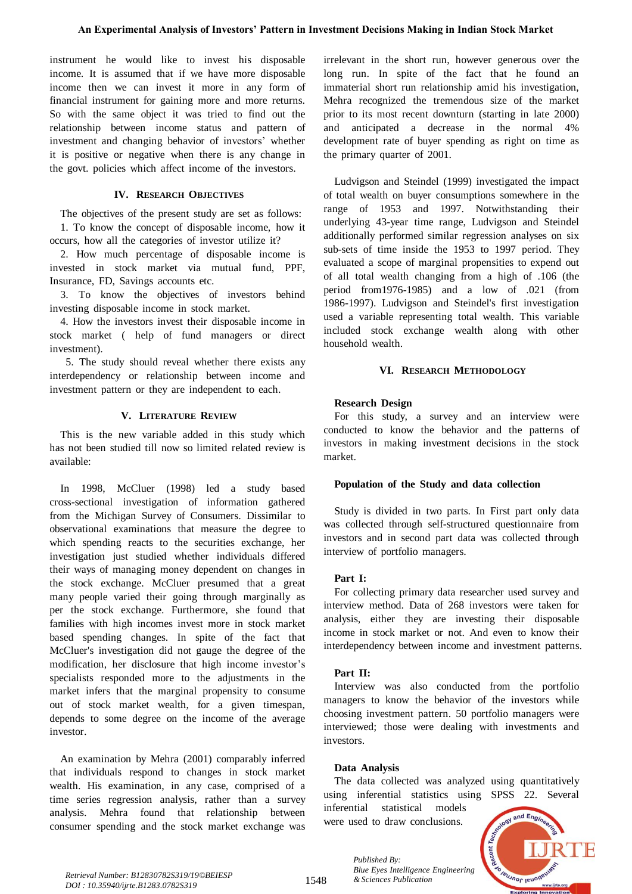instrument he would like to invest his disposable income. It is assumed that if we have more disposable income then we can invest it more in any form of financial instrument for gaining more and more returns. So with the same object it was tried to find out the relationship between income status and pattern of investment and changing behavior of investors' whether it is positive or negative when there is any change in the govt. policies which affect income of the investors.

## IV. Research Objectives

The objectives of the present study are set as follows:

1. To know the concept of disposable income, how it occurs, how all the categories of investor utilize it?
2. How much percentage of disposable income is invested in stock market via mutual fund, PPF, Insurance, FD, Savings accounts etc.
3. To know the objectives of investors behind investing disposable income in stock market.
4. How the investors invest their disposable income in stock market ( help of fund managers or direct investment).
5. The study should reveal whether there exists any interdependency or relationship between income and investment pattern or they are independent to each.

## V. Literature Review

This is the new variable added in this study which has not been studied till now so limited related review is available:

In 1998, McCluer (1998) led a study based cross-sectional investigation of information gathered from the Michigan Survey of Consumers. Dissimilar to observational examinations that measure the degree to which spending reacts to the securities exchange, her investigation just studied whether individuals differed their ways of managing money dependent on changes in the stock exchange. McCluer presumed that a great many people varied their going through marginally as per the stock exchange. Furthermore, she found that families with high incomes invest more in stock market based spending changes. In spite of the fact that McCluer's investigation did not gauge the degree of the modification, her disclosure that high income investor's specialists responded more to the adjustments in the market infers that the marginal propensity to consume out of stock market wealth, for a given timespan, depends to some degree on the income of the average investor.

An examination by Mehra (2001) comparably inferred that individuals respond to changes in stock market wealth. His examination, in any case, comprised of a time series regression analysis, rather than a survey analysis. Mehra found that relationship between consumer spending and the stock market exchange was irrelevant in the short run, however generous over the long run. In spite of the fact that he found an immaterial short run relationship amid his investigation, Mehra recognized the tremendous size of the market prior to its most recent downturn (starting in late 2000) and anticipated a decrease in the normal 4% development rate of buyer spending as right on time as the primary quarter of 2001.

Ludvigson and Steindel (1999) investigated the impact of total wealth on buyer consumptions somewhere in the range of 1953 and 1997. Notwithstanding their underlying 43-year time range, Ludvigson and Steindel additionally performed similar regression analyses on six sub-sets of time inside the 1953 to 1997 period. They evaluated a scope of marginal propensities to expend out of all total wealth changing from a high of .106 (the period from1976-1985) and a low of .021 (from 1986-1997). Ludvigson and Steindel's first investigation used a variable representing total wealth. This variable included stock exchange wealth along with other household wealth.

## VI. Research Methodology

**Research Design**

For this study, a survey and an interview were conducted to know the behavior and the patterns of investors in making investment decisions in the stock market.

**Population of the Study and data collection**

Study is divided in two parts. In First part only data was collected through self-structured questionnaire from investors and in second part data was collected through interview of portfolio managers.

**Part I:**

For collecting primary data researcher used survey and interview method. Data of 268 investors were taken for analysis, either they are investing their disposable income in stock market or not. And even to know their interdependency between income and investment patterns.

**Part II:**

Interview was also conducted from the portfolio managers to know the behavior of the investors while choosing investment pattern. 50 portfolio managers were interviewed; those were dealing with investments and investors.

**Data Analysis**

The data collected was analyzed using quantitatively using inferential statistics using SPSS 22. Several inferential statistical models were used to draw conclusions.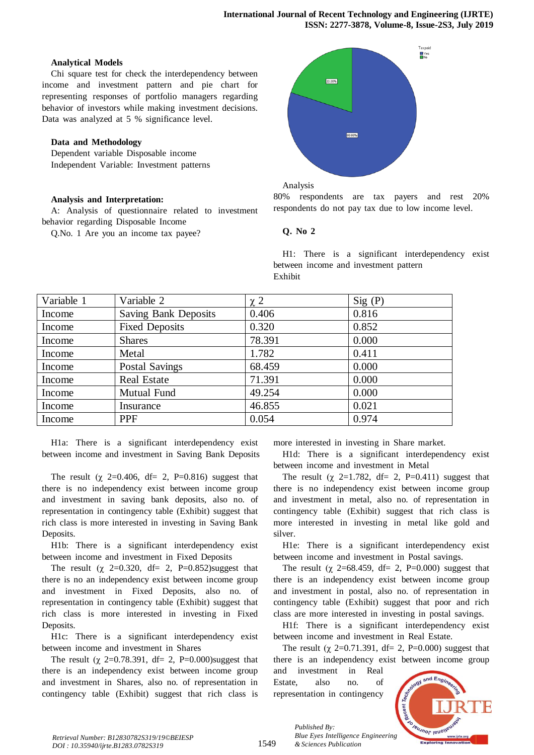**Analytical Models**

Chi square test for check the interdependency between income and investment pattern and pie chart for representing responses of portfolio managers regarding behavior of investors while making investment decisions. Data was analyzed at 5 % significance level.

**Data and Methodology**

Dependent variable Disposable income

Independent Variable: Investment patterns

**Analysis and Interpretation:**

A: Analysis of questionnaire related to investment behavior regarding Disposable Income

Q.No. 1 Are you an income tax payee?

Analysis

80% respondents are tax payers and rest 20% respondents do not pay tax due to low income level.

**Q. No 2**

H1: There is a significant interdependency exist between income and investment pattern

Exhibit

| Variable 1 | Variable 2 | $\chi$ 2 | Sig (P) |
|---|---|---|---|
| Income | Saving Bank Deposits | 0.406 | 0.816 |
| Income | Fixed Deposits | 0.320 | 0.852 |
| Income | Shares | 78.391 | 0.000 |
| Income | Metal | 1.782 | 0.411 |
| Income | Postal Savings | 68.459 | 0.000 |
| Income | Real Estate | 71.391 | 0.000 |
| Income | Mutual Fund | 49.254 | 0.000 |
| Income | Insurance | 46.855 | 0.021 |
| Income | PPF | 0.054 | 0.974 |

H1a: There is a significant interdependency exist between income and investment in Saving Bank Deposits

The result ($\chi$ 2=0.406, df= 2, P=0.816) suggest that there is no independency exist between income group and investment in saving bank deposits, also no. of representation in contingency table (Exhibit) suggest that rich class is more interested in investing in Saving Bank Deposits.

H1b: There is a significant interdependency exist between income and investment in Fixed Deposits

The result ($\chi$ 2=0.320, df= 2, P=0.852)suggest that there is no an independency exist between income group and investment in Fixed Deposits, also no. of representation in contingency table (Exhibit) suggest that rich class is more interested in investing in Fixed Deposits.

H1c: There is a significant interdependency exist between income and investment in Shares

The result ($\chi$ 2=0.78.391, df= 2, P=0.000)suggest that there is an independency exist between income group and investment in Shares, also no. of representation in contingency table (Exhibit) suggest that rich class is more interested in investing in Share market.

H1d: There is a significant interdependency exist between income and investment in Metal

The result ($\chi$ 2=1.782, df= 2, P=0.411) suggest that there is no independency exist between income group and investment in metal, also no. of representation in contingency table (Exhibit) suggest that rich class is more interested in investing in metal like gold and silver.

H1e: There is a significant interdependency exist between income and investment in Postal savings.

The result ($\chi$ 2=68.459, df= 2, P=0.000) suggest that there is an independency exist between income group and investment in postal, also no. of representation in contingency table (Exhibit) suggest that poor and rich class are more interested in investing in postal savings.

H1f: There is a significant interdependency exist between income and investment in Real Estate.

The result ($\chi$ 2=0.71.391, df= 2, P=0.000) suggest that there is an independency exist between income group and investment in Real Estate, also no. of representation in contingency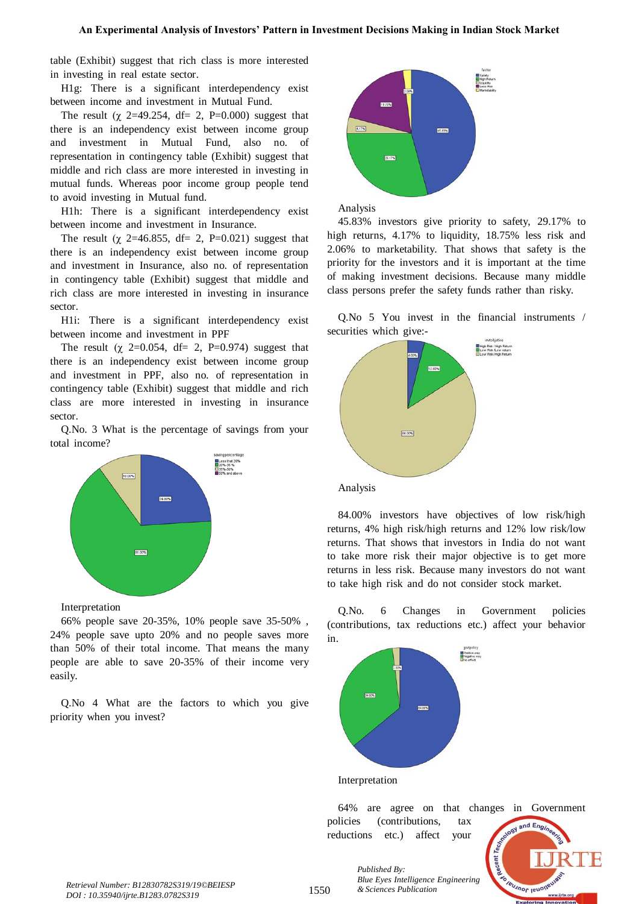table (Exhibit) suggest that rich class is more interested in investing in real estate sector.

H1g: There is a significant interdependency exist between income and investment in Mutual Fund.

The result ($\chi$ 2=49.254, df= 2, P=0.000) suggest that there is an independency exist between income group and investment in Mutual Fund, also no. of representation in contingency table (Exhibit) suggest that middle and rich class are more interested in investing in mutual funds. Whereas poor income group people tend to avoid investing in Mutual fund.

H1h: There is a significant interdependency exist between income and investment in Insurance.

The result ($\chi$ 2=46.855, df= 2, P=0.021) suggest that there is an independency exist between income group and investment in Insurance, also no. of representation in contingency table (Exhibit) suggest that middle and rich class are more interested in investing in insurance sector.

H1i: There is a significant interdependency exist between income and investment in PPF

The result ($\chi$ 2=0.054, df= 2, P=0.974) suggest that there is an independency exist between income group and investment in PPF, also no. of representation in contingency table (Exhibit) suggest that middle and rich class are more interested in investing in insurance sector.

Q.No. 3 What is the percentage of savings from your total income?

Interpretation

66% people save 20-35%, 10% people save 35-50% , 24% people save upto 20% and no people saves more than 50% of their total income. That means the many people are able to save 20-35% of their income very easily.

Q.No 4 What are the factors to which you give priority when you invest?

Analysis

45.83% investors give priority to safety, 29.17% to high returns, 4.17% to liquidity, 18.75% less risk and 2.06% to marketability. That shows that safety is the priority for the investors and it is important at the time of making investment decisions. Because many middle class persons prefer the safety funds rather than risky.

Q.No 5 You invest in the financial instruments / securities which give:-

Analysis

84.00% investors have objectives of low risk/high returns, 4% high risk/high returns and 12% low risk/low returns. That shows that investors in India do not want to take more risk their major objective is to get more returns in less risk. Because many investors do not want to take high risk and do not consider stock market.

Q.No. 6 Changes in Government policies (contributions, tax reductions etc.) affect your behavior in.

Interpretation

64% are agree on that changes in Government policies (contributions, tax reductions etc.) affect your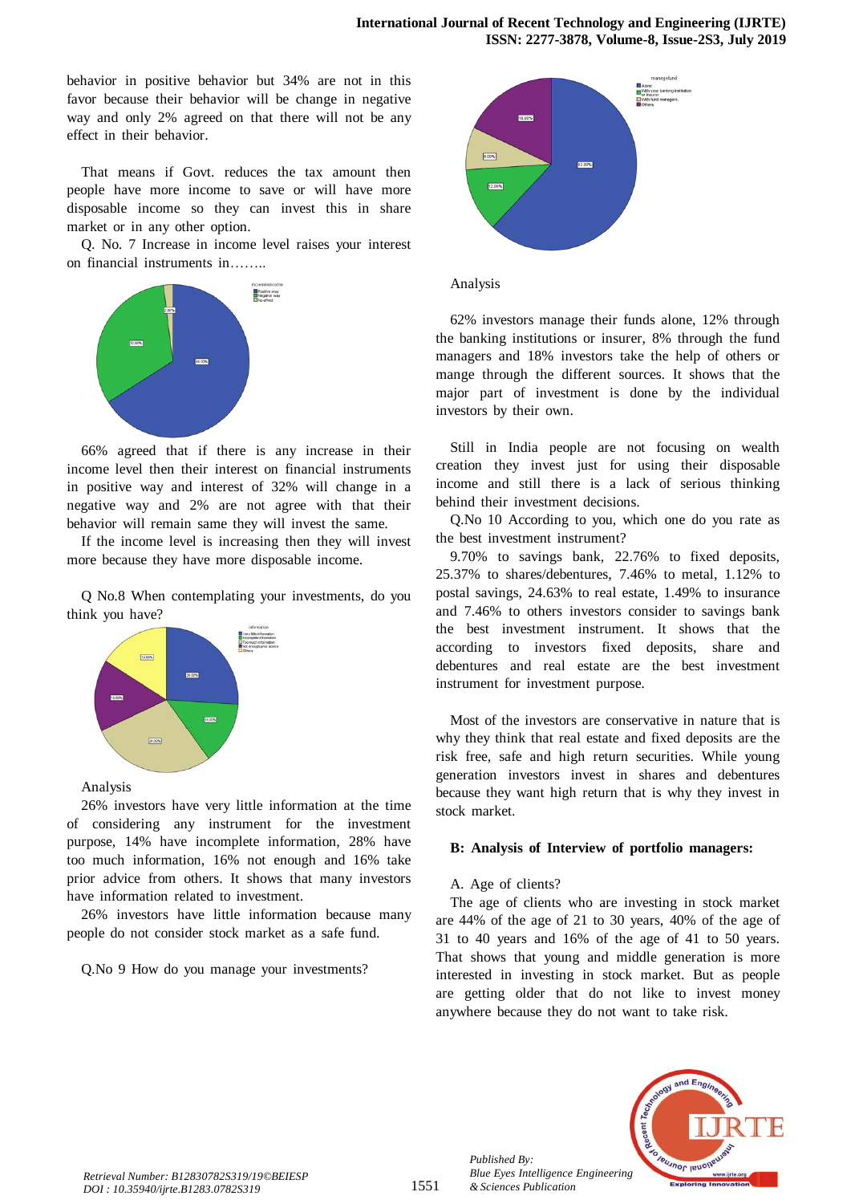behavior in positive behavior but 34% are not in this favor because their behavior will be change in negative way and only 2% agreed on that there will not be any effect in their behavior.

That means if Govt. reduces the tax amount then people have more income to save or will have more disposable income so they can invest this in share market or in any other option.

Q. No. 7 Increase in income level raises your interest on financial instruments in……..

66% agreed that if there is any increase in their income level then their interest on financial instruments in positive way and interest of 32% will change in a negative way and 2% are not agree with that their behavior will remain same they will invest the same.

If the income level is increasing then they will invest more because they have more disposable income.

Q No.8 When contemplating your investments, do you think you have?

Analysis

26% investors have very little information at the time of considering any instrument for the investment purpose, 14% have incomplete information, 28% have too much information, 16% not enough and 16% take prior advice from others. It shows that many investors have information related to investment.

26% investors have little information because many people do not consider stock market as a safe fund.

Q.No 9 How do you manage your investments?

Analysis

62% investors manage their funds alone, 12% through the banking institutions or insurer, 8% through the fund managers and 18% investors take the help of others or mange through the different sources. It shows that the major part of investment is done by the individual investors by their own.

Still in India people are not focusing on wealth creation they invest just for using their disposable income and still there is a lack of serious thinking behind their investment decisions.

Q.No 10 According to you, which one do you rate as the best investment instrument?

9.70% to savings bank, 22.76% to fixed deposits, 25.37% to shares/debentures, 7.46% to metal, 1.12% to postal savings, 24.63% to real estate, 1.49% to insurance and 7.46% to others investors consider to savings bank the best investment instrument. It shows that the according to investors fixed deposits, share and debentures and real estate are the best investment instrument for investment purpose.

Most of the investors are conservative in nature that is why they think that real estate and fixed deposits are the risk free, safe and high return securities. While young generation investors invest in shares and debentures because they want high return that is why they invest in stock market.

**B: Analysis of Interview of portfolio managers:**

A. Age of clients?

The age of clients who are investing in stock market are 44% of the age of 21 to 30 years, 40% of the age of 31 to 40 years and 16% of the age of 41 to 50 years. That shows that young and middle generation is more interested in investing in stock market. But as people are getting older that do not like to invest money anywhere because they do not want to take risk.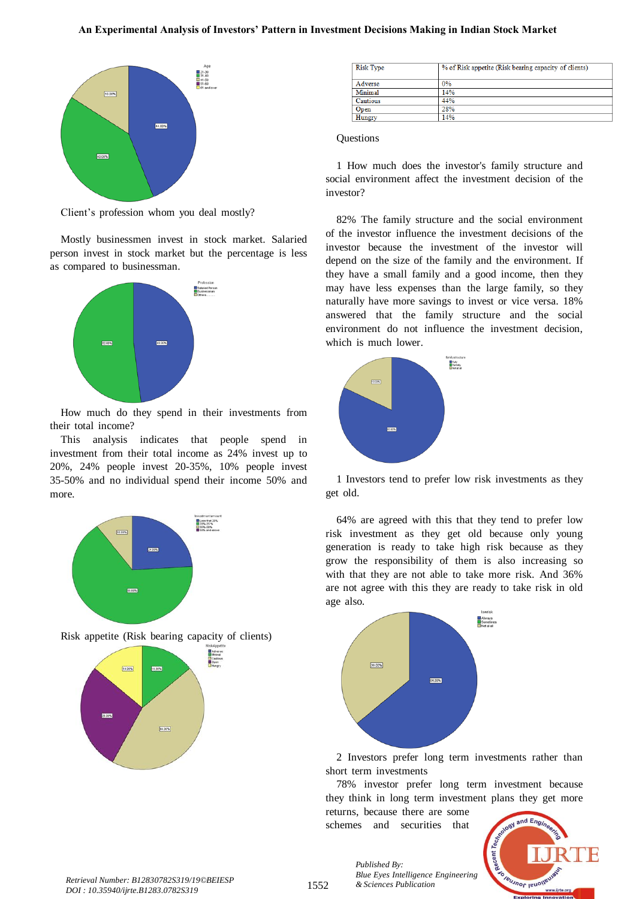Client's profession whom you deal mostly?

Mostly businessmen invest in stock market. Salaried person invest in stock market but the percentage is less as compared to businessman.

How much do they spend in their investments from their total income?

This analysis indicates that people spend in investment from their total income as 24% invest up to 20%, 24% people invest 20-35%, 10% people invest 35-50% and no individual spend their income 50% and more.

Risk appetite (Risk bearing capacity of clients)

| Risk Type | % of Risk appetite (Risk bearing capacity of clients) |
|---|---|
| Adverse | 0% |
| Minimal | 14% |
| Cautious | 44% |
| Open | 28% |
| Hungry | 14% |

Questions

1 How much does the investor's family structure and social environment affect the investment decision of the investor?

82% The family structure and the social environment of the investor influence the investment decisions of the investor because the investment of the investor will depend on the size of the family and the environment. If they have a small family and a good income, then they may have less expenses than the large family, so they naturally have more savings to invest or vice versa. 18% answered that the family structure and the social environment do not influence the investment decision, which is much lower.

1 Investors tend to prefer low risk investments as they get old.

64% are agreed with this that they tend to prefer low risk investment as they get old because only young generation is ready to take high risk because as they grow the responsibility of them is also increasing so with that they are not able to take more risk. And 36% are not agree with this they are ready to take risk in old age also.

2 Investors prefer long term investments rather than short term investments

78% investor prefer long term investment because they think in long term investment plans they get more returns, because there are some schemes and securities that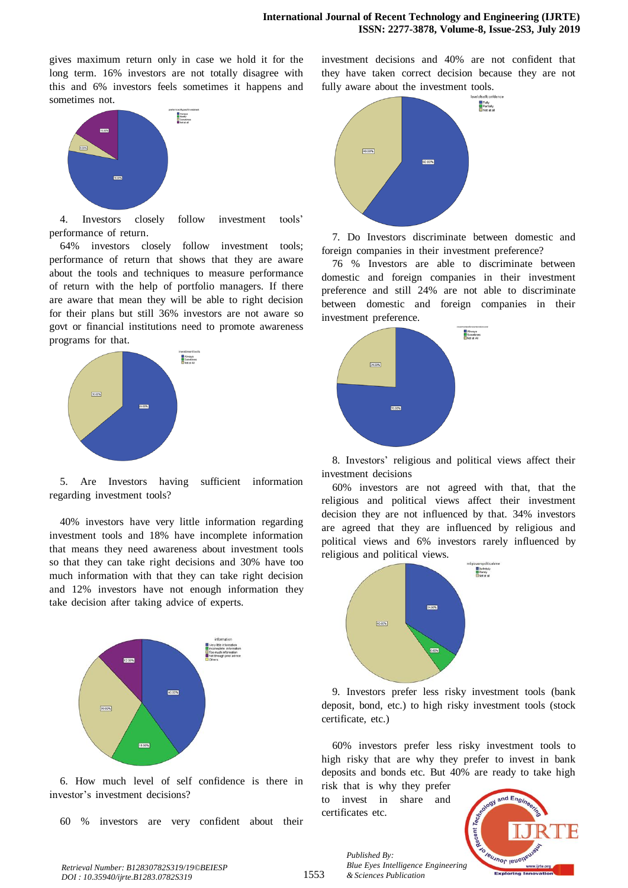gives maximum return only in case we hold it for the long term. 16% investors are not totally disagree with this and 6% investors feels sometimes it happens and sometimes not.

4. Investors closely follow investment tools' performance of return.

64% investors closely follow investment tools; performance of return that shows that they are aware about the tools and techniques to measure performance of return with the help of portfolio managers. If there are aware that mean they will be able to right decision for their plans but still 36% investors are not aware so govt or financial institutions need to promote awareness programs for that.

5. Are Investors having sufficient information regarding investment tools?

40% investors have very little information regarding investment tools and 18% have incomplete information that means they need awareness about investment tools so that they can take right decisions and 30% have too much information with that they can take right decision and 12% investors have not enough information they take decision after taking advice of experts.

6. How much level of self confidence is there in investor's investment decisions?

60 % investors are very confident about their investment decisions and 40% are not confident that they have taken correct decision because they are not fully aware about the investment tools.

7. Do Investors discriminate between domestic and foreign companies in their investment preference?

76 % Investors are able to discriminate between domestic and foreign companies in their investment preference and still 24% are not able to discriminate between domestic and foreign companies in their investment preference.

8. Investors' religious and political views affect their investment decisions

60% investors are not agreed with that, that the religious and political views affect their investment decision they are not influenced by that. 34% investors are agreed that they are influenced by religious and political views and 6% investors rarely influenced by religious and political views.

9. Investors prefer less risky investment tools (bank deposit, bond, etc.) to high risky investment tools (stock certificate, etc.)

60% investors prefer less risky investment tools to high risky that are why they prefer to invest in bank deposits and bonds etc. But 40% are ready to take high risk that is why they prefer to invest in share and certificates etc.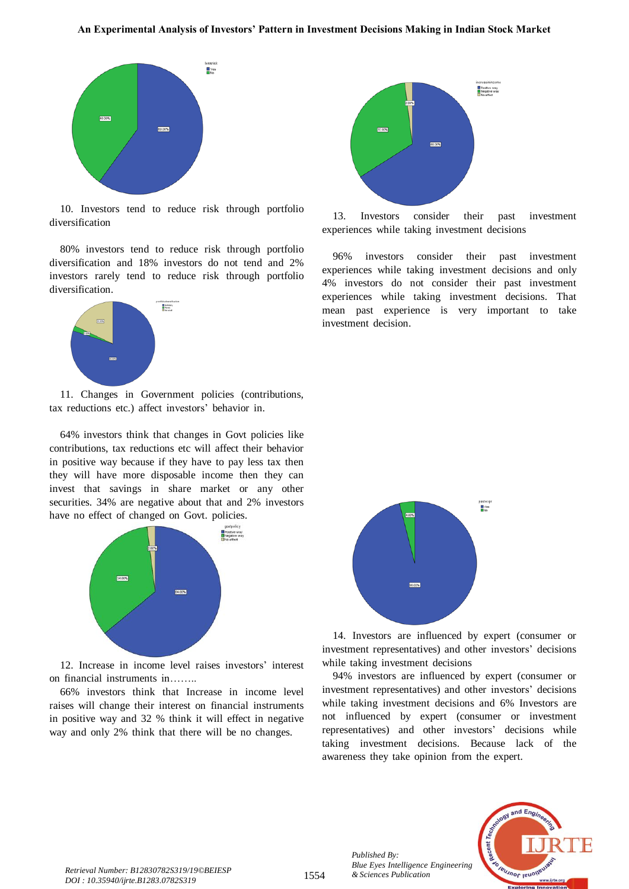10. Investors tend to reduce risk through portfolio diversification

80% investors tend to reduce risk through portfolio diversification and 18% investors do not tend and 2% investors rarely tend to reduce risk through portfolio diversification.

11. Changes in Government policies (contributions, tax reductions etc.) affect investors' behavior in.

64% investors think that changes in Govt policies like contributions, tax reductions etc will affect their behavior in positive way because if they have to pay less tax then they will have more disposable income then they can invest that savings in share market or any other securities. 34% are negative about that and 2% investors have no effect of changed on Govt. policies.

12. Increase in income level raises investors' interest on financial instruments in……..

66% investors think that Increase in income level raises will change their interest on financial instruments in positive way and 32 % think it will effect in negative way and only 2% think that there will be no changes.

13. Investors consider their past investment experiences while taking investment decisions

96% investors consider their past investment experiences while taking investment decisions and only 4% investors do not consider their past investment experiences while taking investment decisions. That mean past experience is very important to take investment decision.

14. Investors are influenced by expert (consumer or investment representatives) and other investors' decisions while taking investment decisions

94% investors are influenced by expert (consumer or investment representatives) and other investors' decisions while taking investment decisions and 6% Investors are not influenced by expert (consumer or investment representatives) and other investors' decisions while taking investment decisions. Because lack of the awareness they take opinion from the expert.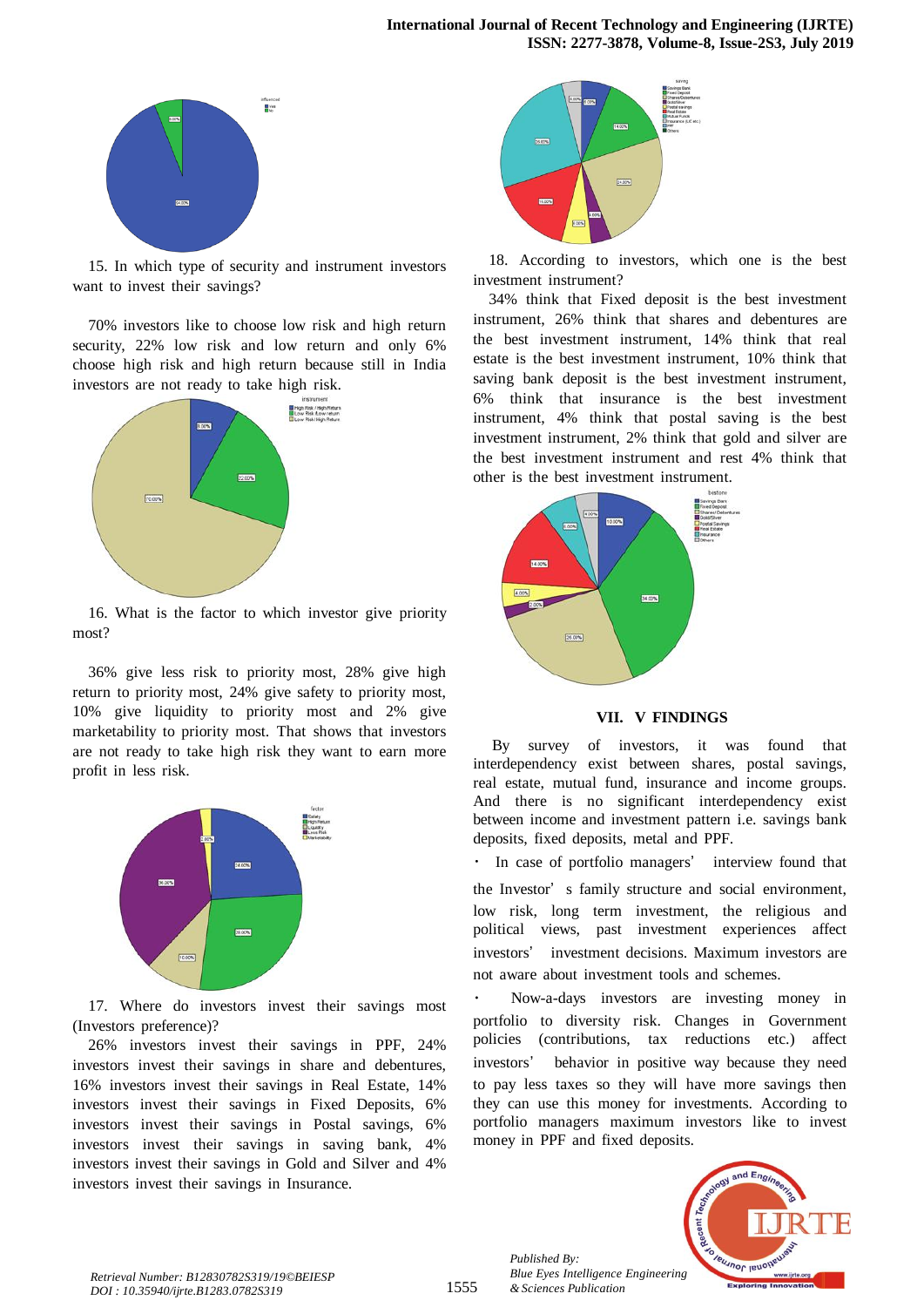15. In which type of security and instrument investors want to invest their savings?

70% investors like to choose low risk and high return security, 22% low risk and low return and only 6% choose high risk and high return because still in India investors are not ready to take high risk.

16. What is the factor to which investor give priority most?

36% give less risk to priority most, 28% give high return to priority most, 24% give safety to priority most, 10% give liquidity to priority most and 2% give marketability to priority most. That shows that investors are not ready to take high risk they want to earn more profit in less risk.

17. Where do investors invest their savings most (Investors preference)?

26% investors invest their savings in PPF, 24% investors invest their savings in share and debentures, 16% investors invest their savings in Real Estate, 14% investors invest their savings in Fixed Deposits, 6% investors invest their savings in Postal savings, 6% investors invest their savings in saving bank, 4% investors invest their savings in Gold and Silver and 4% investors invest their savings in Insurance.

18. According to investors, which one is the best investment instrument?

34% think that Fixed deposit is the best investment instrument, 26% think that shares and debentures are the best investment instrument, 14% think that real estate is the best investment instrument, 10% think that saving bank deposit is the best investment instrument, 6% think that insurance is the best investment instrument, 4% think that postal saving is the best investment instrument, 2% think that gold and silver are the best investment instrument and rest 4% think that other is the best investment instrument.

## VII. V FINDINGS

By survey of investors, it was found that interdependency exist between shares, postal savings, real estate, mutual fund, insurance and income groups. And there is no significant interdependency exist between income and investment pattern i.e. savings bank deposits, fixed deposits, metal and PPF.

- In case of portfolio managers' interview found that the Investor's family structure and social environment, low risk, long term investment, the religious and political views, past investment experiences affect investors' investment decisions. Maximum investors are not aware about investment tools and schemes.
- Now-a-days investors are investing money in portfolio to diversity risk. Changes in Government policies (contributions, tax reductions etc.) affect investors' behavior in positive way because they need to pay less taxes so they will have more savings then they can use this money for investments. According to portfolio managers maximum investors like to invest money in PPF and fixed deposits.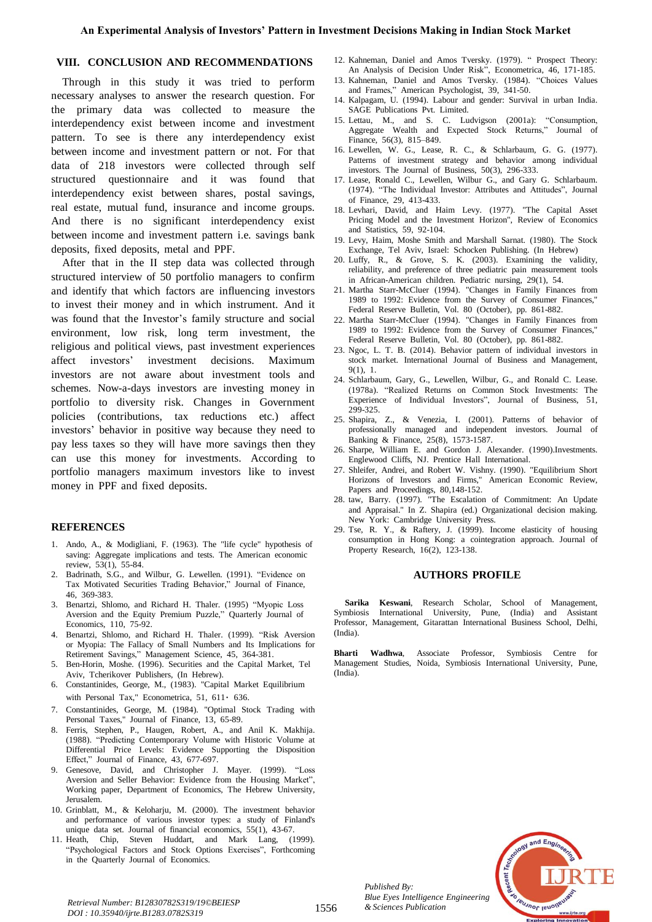## VIII. CONCLUSION AND RECOMMENDATIONS

Through in this study it was tried to perform necessary analyses to answer the research question. For the primary data was collected to measure the interdependency exist between income and investment pattern. To see is there any interdependency exist between income and investment pattern or not. For that data of 218 investors were collected through self structured questionnaire and it was found that interdependency exist between shares, postal savings, real estate, mutual fund, insurance and income groups. And there is no significant interdependency exist between income and investment pattern i.e. savings bank deposits, fixed deposits, metal and PPF.

After that in the II step data was collected through structured interview of 50 portfolio managers to confirm and identify that which factors are influencing investors to invest their money and in which instrument. And it was found that the Investor's family structure and social environment, low risk, long term investment, the religious and political views, past investment experiences affect investors' investment decisions. Maximum investors are not aware about investment tools and schemes. Now-a-days investors are investing money in portfolio to diversity risk. Changes in Government policies (contributions, tax reductions etc.) affect investors' behavior in positive way because they need to pay less taxes so they will have more savings then they can use this money for investments. According to portfolio managers maximum investors like to invest money in PPF and fixed deposits.

## REFERENCES

1. Ando, A., & Modigliani, F. (1963). The "life cycle" hypothesis of saving: Aggregate implications and tests. The American economic review, 53(1), 55-84.
2. Badrinath, S.G., and Wilbur, G. Lewellen. (1991). "Evidence on Tax Motivated Securities Trading Behavior," Journal of Finance, 46, 369-383.
3. Benartzi, Shlomo, and Richard H. Thaler. (1995) "Myopic Loss Aversion and the Equity Premium Puzzle," Quarterly Journal of Economics, 110, 75-92.
4. Benartzi, Shlomo, and Richard H. Thaler. (1999). "Risk Aversion or Myopia: The Fallacy of Small Numbers and Its Implications for Retirement Savings," Management Science, 45, 364-381.
5. Ben-Horin, Moshe. (1996). Securities and the Capital Market, Tel Aviv, Tcherikover Publishers, (In Hebrew).
6. Constantinides, George, M., (1983). "Capital Market Equilibrium with Personal Tax," Econometrica, 51, 611・636.
7. Constantinides, George, M. (1984). "Optimal Stock Trading with Personal Taxes," Journal of Finance, 13, 65-89.
8. Ferris, Stephen, P., Haugen, Robert, A., and Anil K. Makhija. (1988). "Predicting Contemporary Volume with Historic Volume at Differential Price Levels: Evidence Supporting the Disposition Effect," Journal of Finance, 43, 677-697.
9. Genesove, David, and Christopher J. Mayer. (1999). "Loss Aversion and Seller Behavior: Evidence from the Housing Market", Working paper, Department of Economics, The Hebrew University, Jerusalem.
10. Grinblatt, M., & Keloharju, M. (2000). The investment behavior and performance of various investor types: a study of Finland's unique data set. Journal of financial economics, 55(1), 43-67.
11. Heath, Chip, Steven Huddart, and Mark Lang, (1999). "Psychological Factors and Stock Options Exercises", Forthcoming in the Quarterly Journal of Economics.
12. Kahneman, Daniel and Amos Tversky. (1979). " Prospect Theory: An Analysis of Decision Under Risk", Econometrica, 46, 171-185.
13. Kahneman, Daniel and Amos Tversky. (1984). "Choices Values and Frames," American Psychologist, 39, 341-50.
14. Kalpagam, U. (1994). Labour and gender: Survival in urban India. SAGE Publications Pvt. Limited.
15. Lettau, M., and S. C. Ludvigson (2001a): "Consumption, Aggregate Wealth and Expected Stock Returns," Journal of Finance, 56(3), 815–849.
16. Lewellen, W. G., Lease, R. C., & Schlarbaum, G. G. (1977). Patterns of investment strategy and behavior among individual investors. The Journal of Business, 50(3), 296-333.
17. Lease, Ronald C., Lewellen, Wilbur G., and Gary G. Schlarbaum. (1974). "The Individual Investor: Attributes and Attitudes", Journal of Finance, 29, 413-433.
18. Levhari, David, and Haim Levy. (1977). "The Capital Asset Pricing Model and the Investment Horizon", Review of Economics and Statistics, 59, 92-104.
19. Levy, Haim, Moshe Smith and Marshall Sarnat. (1980). The Stock Exchange, Tel Aviv, Israel: Schocken Publishing. (In Hebrew)
20. Luffy, R., & Grove, S. K. (2003). Examining the validity, reliability, and preference of three pediatric pain measurement tools in African-American children. Pediatric nursing, 29(1), 54.
21. Martha Starr-McCluer (1994). "Changes in Family Finances from 1989 to 1992: Evidence from the Survey of Consumer Finances," Federal Reserve Bulletin, Vol. 80 (October), pp. 861-882.
22. Martha Starr-McCluer (1994). "Changes in Family Finances from 1989 to 1992: Evidence from the Survey of Consumer Finances," Federal Reserve Bulletin, Vol. 80 (October), pp. 861-882.
23. Ngoc, L. T. B. (2014). Behavior pattern of individual investors in stock market. International Journal of Business and Management, 9(1), 1.
24. Schlarbaum, Gary, G., Lewellen, Wilbur, G., and Ronald C. Lease. (1978a). "Realized Returns on Common Stock Investments: The Experience of Individual Investors", Journal of Business, 51, 299-325.
25. Shapira, Z., & Venezia, I. (2001). Patterns of behavior of professionally managed and independent investors. Journal of Banking & Finance, 25(8), 1573-1587.
26. Sharpe, William E. and Gordon J. Alexander. (1990).Investments. Englewood Cliffs, NJ. Prentice Hall International.
27. Shleifer, Andrei, and Robert W. Vishny. (1990). "Equilibrium Short Horizons of Investors and Firms," American Economic Review, Papers and Proceedings, 80,148-152.
28. taw, Barry. (1997). "The Escalation of Commitment: An Update and Appraisal." In Z. Shapira (ed.) Organizational decision making. New York: Cambridge University Press.
29. Tse, R. Y., & Raftery, J. (1999). Income elasticity of housing consumption in Hong Kong: a cointegration approach. Journal of Property Research, 16(2), 123-138.

## AUTHORS PROFILE

**Sarika Keswani**, Research Scholar, School of Management, Symbiosis International University, Pune, (India) and Assistant Professor, Management, Gitarattan International Business School, Delhi, (India).

**Bharti Wadhwa**, Associate Professor, Symbiosis Centre for Management Studies, Noida, Symbiosis International University, Pune, (India).